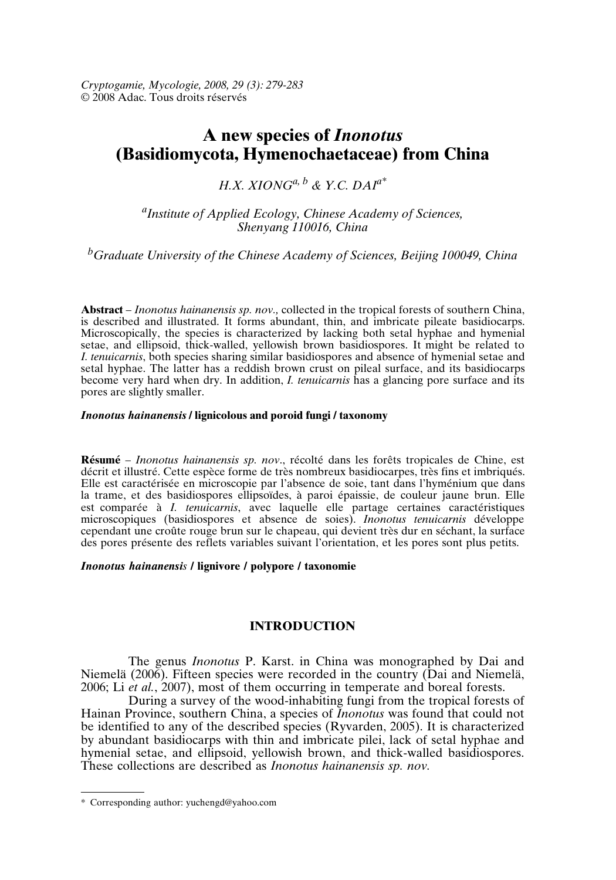# A new species of *Inonotus* (Basidiomycota, Hymenochaetaceae) from China

*H.X. XIONG*[a, b] & *Y.C. DAI*[a*]

[a]*Institute of Applied Ecology, Chinese Academy of Sciences, Shenyang 110016, China*

[b]*Graduate University of the Chinese Academy of Sciences, Beijing 100049, China*

**Abstract** – *Inonotus hainanensis sp. nov.,* collected in the tropical forests of southern China, is described and illustrated. It forms abundant, thin, and imbricate pileate basidiocarps. Microscopically, the species is characterized by lacking both setal hyphae and hymenial setae, and ellipsoid, thick-walled, yellowish brown basidiospores. It might be related to *I. tenuicarnis*, both species sharing similar basidiospores and absence of hymenial setae and setal hyphae. The latter has a reddish brown crust on pileal surface, and its basidiocarps become very hard when dry. In addition, *I. tenuicarnis* has a glancing pore surface and its pores are slightly smaller.

***Inonotus hainanensis* / lignicolous and poroid fungi / taxonomy**

**Résumé** – *Inonotus hainanensis sp. nov*., récolté dans les forêts tropicales de Chine, est décrit et illustré. Cette espèce forme de très nombreux basidiocarpes, très fins et imbriqués. Elle est caractérisée en microscopie par l'absence de soie, tant dans l'hyménium que dans la trame, et des basidiospores ellipsoïdes, à paroi épaissie, de couleur jaune brun. Elle est comparée à *I. tenuicarnis*, avec laquelle elle partage certaines caractéristiques microscopiques (basidiospores et absence de soies). *Inonotus tenuicarnis* développe cependant une croûte rouge brun sur le chapeau, qui devient très dur en séchant, la surface des pores présente des reflets variables suivant l'orientation, et les pores sont plus petits.

***Inonotus hainanensis* / lignivore / polypore / taxonomie**

## INTRODUCTION

The genus *Inonotus* P. Karst. in China was monographed by Dai and Niemelä (2006). Fifteen species were recorded in the country (Dai and Niemelä, 2006; Li *et al.*, 2007), most of them occurring in temperate and boreal forests.

During a survey of the wood-inhabiting fungi from the tropical forests of Hainan Province, southern China, a species of *Inonotus* was found that could not be identified to any of the described species (Ryvarden, 2005). It is characterized by abundant basidiocarps with thin and imbricate pilei, lack of setal hyphae and hymenial setae, and ellipsoid, yellowish brown, and thick-walled basidiospores. These collections are described as *Inonotus hainanensis sp. nov.*

---

\* Corresponding author: yuchengd@yahoo.com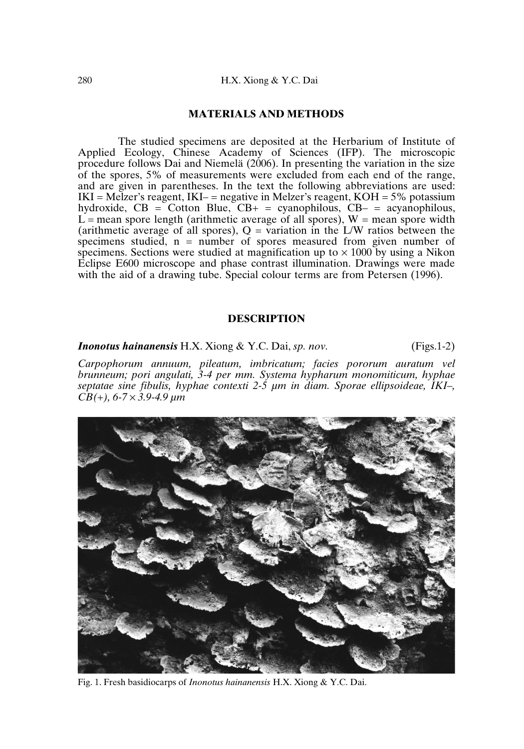## MATERIALS AND METHODS

The studied specimens are deposited at the Herbarium of Institute of Applied Ecology, Chinese Academy of Sciences (IFP). The microscopic procedure follows Dai and Niemelä (2006). In presenting the variation in the size of the spores, 5% of measurements were excluded from each end of the range, and are given in parentheses. In the text the following abbreviations are used: IKI = Melzer's reagent, IKI– = negative in Melzer's reagent, KOH = 5% potassium hydroxide, CB = Cotton Blue, CB+ = cyanophilous, CB– = acyanophilous, L = mean spore length (arithmetic average of all spores), W = mean spore width (arithmetic average of all spores), Q = variation in the L/W ratios between the specimens studied, n = number of spores measured from given number of specimens. Sections were studied at magnification up to × 1000 by using a Nikon Eclipse E600 microscope and phase contrast illumination. Drawings were made with the aid of a drawing tube. Special colour terms are from Petersen (1996).

## DESCRIPTION

***Inonotus hainanensis*** H.X. Xiong & Y.C. Dai, *sp. nov.* (Figs.1-2)

*Carpophorum annuum, pileatum, imbricatum; facies pororum auratum vel brunneum; pori angulati, 3-4 per mm. Systema hypharum monomiticum, hyphae septatae sine fibulis, hyphae contexti 2-5 µm in diam. Sporae ellipsoideae, IKI–, CB(+), 6-7 × 3.9-4.9 µm*

Fig. 1. Fresh basidiocarps of *Inonotus hainanensis* H.X. Xiong & Y.C. Dai.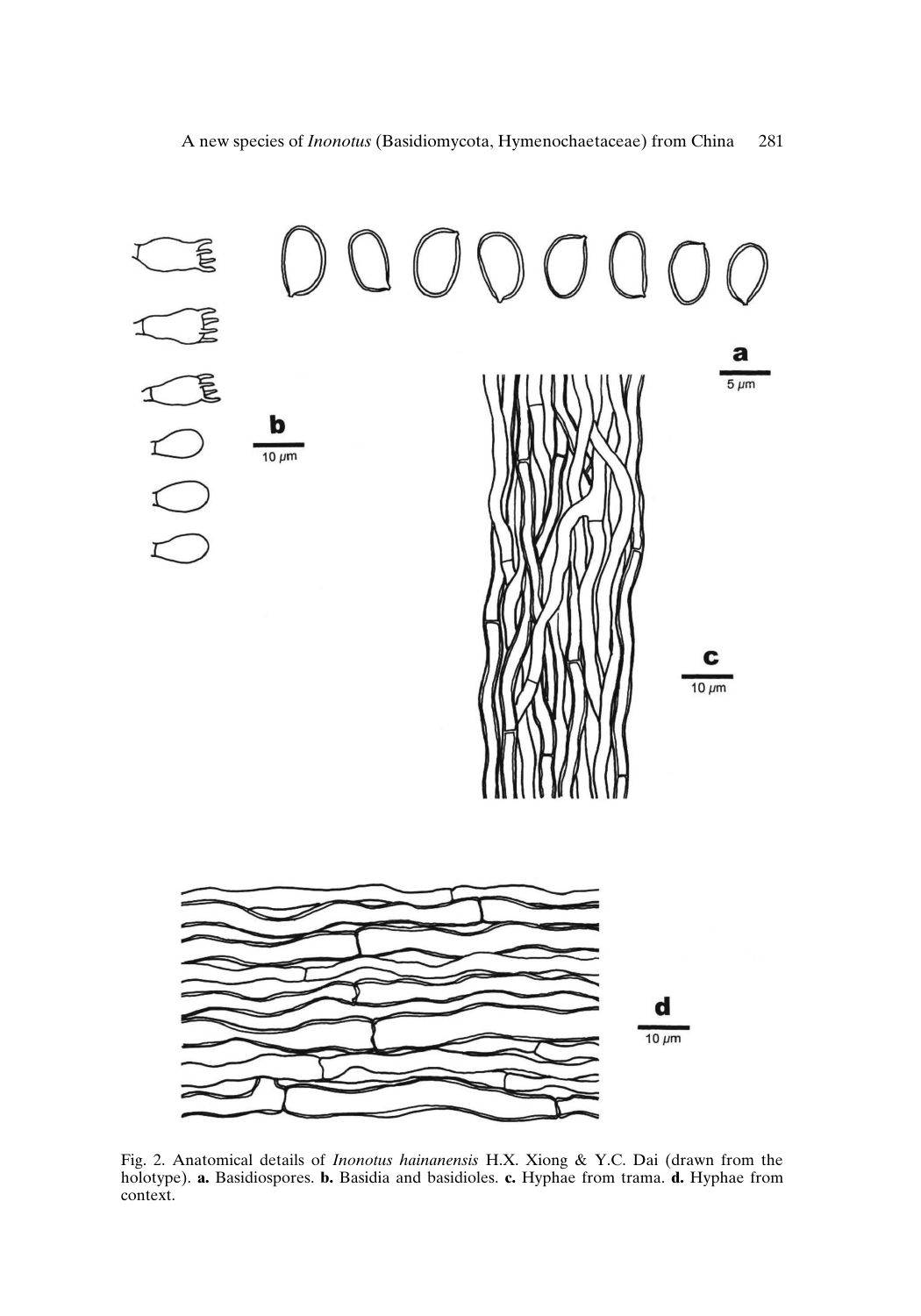Fig. 2. Anatomical details of *Inonotus hainanensis* H.X. Xiong & Y.C. Dai (drawn from the holotype). **a.** Basidiospores. **b.** Basidia and basidioles. **c.** Hyphae from trama. **d.** Hyphae from context.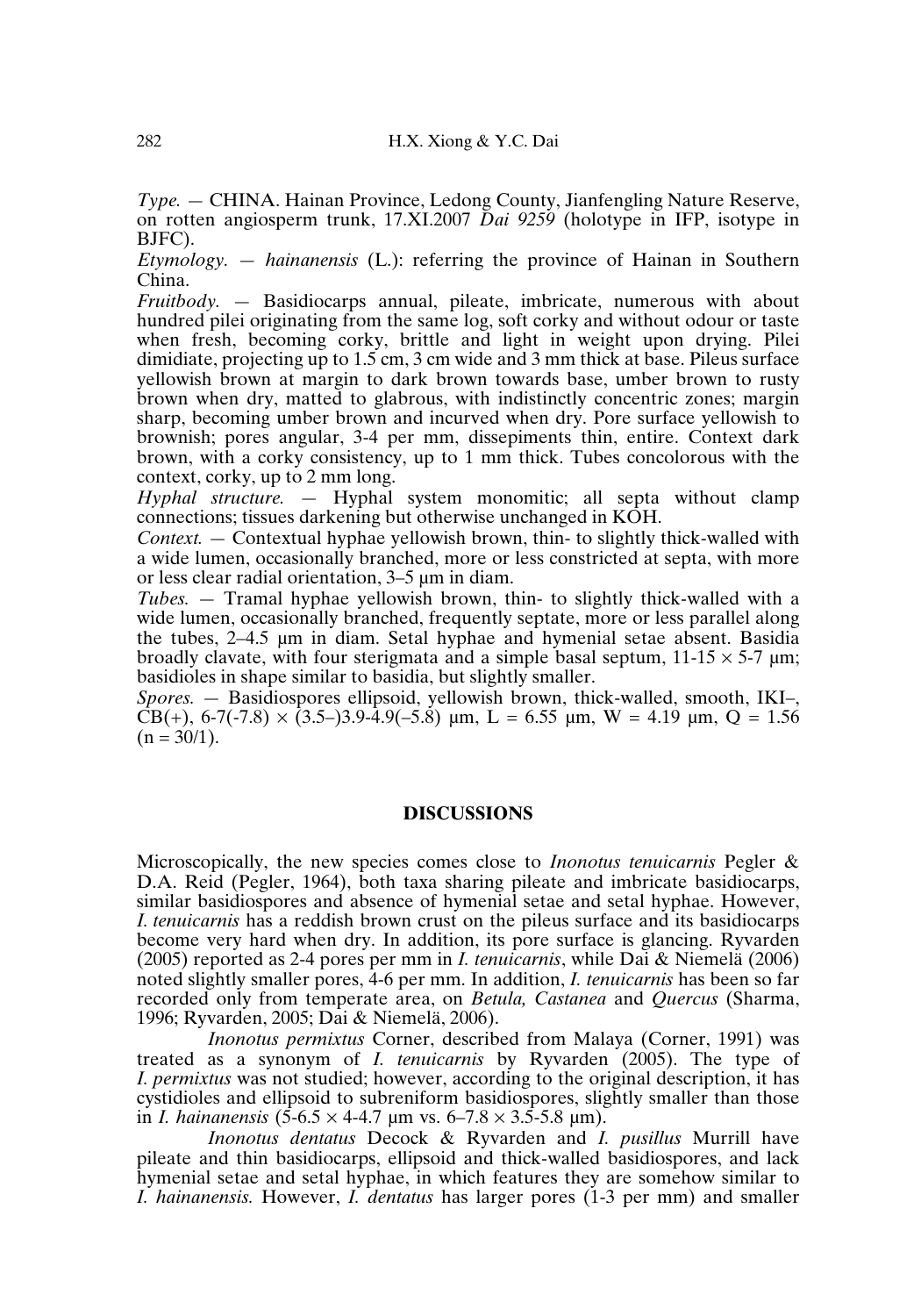*Type.* — CHINA. Hainan Province, Ledong County, Jianfengling Nature Reserve, on rotten angiosperm trunk, 17.XI.2007 *Dai 9259* (holotype in IFP, isotype in BJFC).

*Etymology.* — *hainanensis* (L.): referring the province of Hainan in Southern China.

*Fruitbody.* — Basidiocarps annual, pileate, imbricate, numerous with about hundred pilei originating from the same log, soft corky and without odour or taste when fresh, becoming corky, brittle and light in weight upon drying. Pilei dimidiate, projecting up to 1.5 cm, 3 cm wide and 3 mm thick at base. Pileus surface yellowish brown at margin to dark brown towards base, umber brown to rusty brown when dry, matted to glabrous, with indistinctly concentric zones; margin sharp, becoming umber brown and incurved when dry. Pore surface yellowish to brownish; pores angular, 3-4 per mm, dissepiments thin, entire. Context dark brown, with a corky consistency, up to 1 mm thick. Tubes concolorous with the context, corky, up to 2 mm long.

*Hyphal structure.* — Hyphal system monomitic; all septa without clamp connections; tissues darkening but otherwise unchanged in KOH.

*Context.* — Contextual hyphae yellowish brown, thin- to slightly thick-walled with a wide lumen, occasionally branched, more or less constricted at septa, with more or less clear radial orientation, 3–5 µm in diam.

*Tubes.* — Tramal hyphae yellowish brown, thin- to slightly thick-walled with a wide lumen, occasionally branched, frequently septate, more or less parallel along the tubes, 2–4.5 µm in diam. Setal hyphae and hymenial setae absent. Basidia broadly clavate, with four sterigmata and a simple basal septum, 11-15 × 5-7 µm; basidioles in shape similar to basidia, but slightly smaller.

*Spores.* — Basidiospores ellipsoid, yellowish brown, thick-walled, smooth, IKI–, CB(+), 6-7(-7.8) × (3.5–)3.9-4.9(–5.8) µm, L = 6.55 µm, W = 4.19 µm, Q = 1.56 (n = 30/1).

## DISCUSSIONS

Microscopically, the new species comes close to *Inonotus tenuicarnis* Pegler & D.A. Reid (Pegler, 1964), both taxa sharing pileate and imbricate basidiocarps, similar basidiospores and absence of hymenial setae and setal hyphae. However, *I. tenuicarnis* has a reddish brown crust on the pileus surface and its basidiocarps become very hard when dry. In addition, its pore surface is glancing. Ryvarden (2005) reported as 2-4 pores per mm in *I. tenuicarnis*, while Dai & Niemelä (2006) noted slightly smaller pores, 4-6 per mm. In addition, *I. tenuicarnis* has been so far recorded only from temperate area, on *Betula, Castanea* and *Quercus* (Sharma, 1996; Ryvarden, 2005; Dai & Niemelä, 2006).

*Inonotus permixtus* Corner, described from Malaya (Corner, 1991) was treated as a synonym of *I. tenuicarnis* by Ryvarden (2005). The type of *I. permixtus* was not studied; however, according to the original description, it has cystidioles and ellipsoid to subreniform basidiospores, slightly smaller than those in *I. hainanensis* (5-6.5 × 4-4.7 µm vs. 6–7.8 × 3.5-5.8 µm).

*Inonotus dentatus* Decock & Ryvarden and *I. pusillus* Murrill have pileate and thin basidiocarps, ellipsoid and thick-walled basidiospores, and lack hymenial setae and setal hyphae, in which features they are somehow similar to *I. hainanensis.* However, *I. dentatus* has larger pores (1-3 per mm) and smaller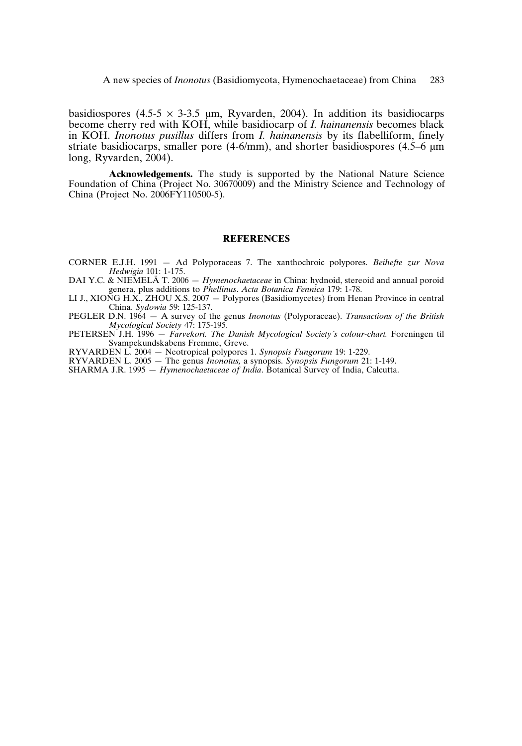basidiospores (4.5-5 × 3-3.5 µm, Ryvarden, 2004). In addition its basidiocarps become cherry red with KOH, while basidiocarp of *I. hainanensis* becomes black in KOH. *Inonotus pusillus* differs from *I. hainanensis* by its flabelliform, finely striate basidiocarps, smaller pore (4-6/mm), and shorter basidiospores (4.5–6 µm long, Ryvarden, 2004).

**Acknowledgements.** The study is supported by the National Nature Science Foundation of China (Project No. 30670009) and the Ministry Science and Technology of China (Project No. 2006FY110500-5).

## REFERENCES

CORNER E.J.H. 1991 — Ad Polyporaceas 7. The xanthochroic polypores. *Beihefte zur Nova Hedwigia* 101: 1-175.

DAI Y.C. & NIEMELÄ T. 2006 — *Hymenochaetaceae* in China: hydnoid, stereoid and annual poroid genera, plus additions to *Phellinus*. *Acta Botanica Fennica* 179: 1-78.

LI J., XIONG H.X., ZHOU X.S. 2007 — Polypores (Basidiomycetes) from Henan Province in central China. *Sydowia* 59: 125-137.

PEGLER D.N. 1964 — A survey of the genus *Inonotus* (Polyporaceae). *Transactions of the British Mycological Society* 47: 175-195.

PETERSEN J.H. 1996 — *Farvekort. The Danish Mycological Society´s colour-chart.* Foreningen til Svampekundskabens Fremme, Greve.

RYVARDEN L. 2004 — Neotropical polypores 1. *Synopsis Fungorum* 19: 1-229.

RYVARDEN L. 2005 — The genus *Inonotus,* a synopsis. *Synopsis Fungorum* 21: 1-149.

SHARMA J.R. 1995 — *Hymenochaetaceae of India*. Botanical Survey of India, Calcutta.